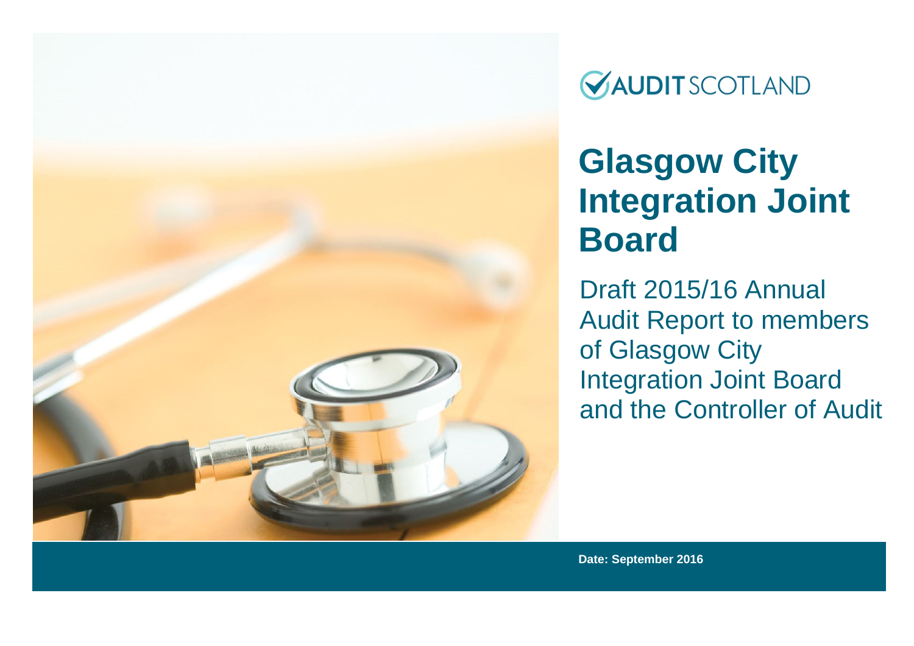AUDIT SCOTLAND

# Glasgow City Integration Joint Board

Draft 2015/16 Annual Audit Report to members of Glasgow City Integration Joint Board and the Controller of Audit

**Date: September 2016**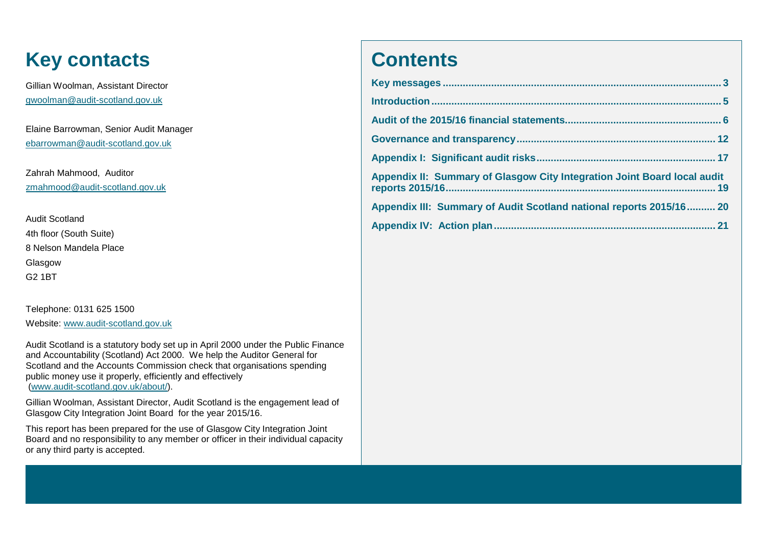## Key contacts

Gillian Woolman, Assistant Director
gwoolman@audit-scotland.gov.uk

Elaine Barrowman, Senior Audit Manager
ebarrowman@audit-scotland.gov.uk

Zahrah Mahmood, Auditor
zmahmood@audit-scotland.gov.uk

Audit Scotland
4th floor (South Suite)
8 Nelson Mandela Place
Glasgow
G2 1BT

Telephone: 0131 625 1500
Website: www.audit-scotland.gov.uk

Audit Scotland is a statutory body set up in April 2000 under the Public Finance and Accountability (Scotland) Act 2000. We help the Auditor General for Scotland and the Accounts Commission check that organisations spending public money use it properly, efficiently and effectively (www.audit-scotland.gov.uk/about/).

Gillian Woolman, Assistant Director, Audit Scotland is the engagement lead of Glasgow City Integration Joint Board for the year 2015/16.

This report has been prepared for the use of Glasgow City Integration Joint Board and no responsibility to any member or officer in their individual capacity or any third party is accepted.

## Contents

**Key messages** ... 3

**Introduction** ... 5

**Audit of the 2015/16 financial statements** ... 6

**Governance and transparency** ... 12

**Appendix I: Significant audit risks** ... 17

**Appendix II: Summary of Glasgow City Integration Joint Board local audit reports 2015/16** ... 19

**Appendix III: Summary of Audit Scotland national reports 2015/16** ... 20

**Appendix IV: Action plan** ... 21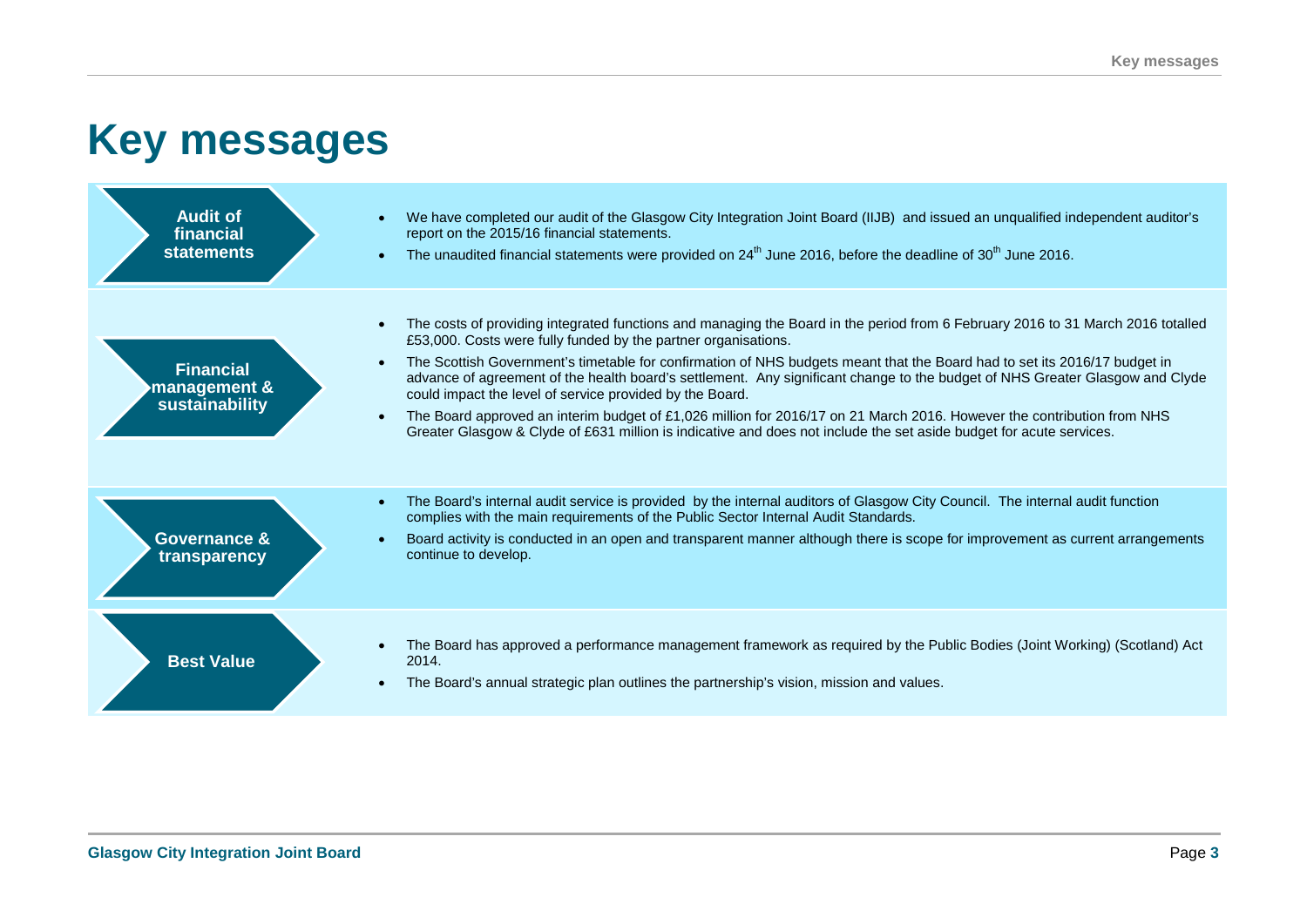# Key messages

| | |
|---|---|
| **Audit of financial statements** | • We have completed our audit of the Glasgow City Integration Joint Board (IIJB) and issued an unqualified independent auditor's report on the 2015/16 financial statements.<br>• The unaudited financial statements were provided on 24th June 2016, before the deadline of 30th June 2016. |
| **Financial management & sustainability** | • The costs of providing integrated functions and managing the Board in the period from 6 February 2016 to 31 March 2016 totalled £53,000. Costs were fully funded by the partner organisations.<br>• The Scottish Government's timetable for confirmation of NHS budgets meant that the Board had to set its 2016/17 budget in advance of agreement of the health board's settlement. Any significant change to the budget of NHS Greater Glasgow and Clyde could impact the level of service provided by the Board.<br>• The Board approved an interim budget of £1,026 million for 2016/17 on 21 March 2016. However the contribution from NHS Greater Glasgow & Clyde of £631 million is indicative and does not include the set aside budget for acute services. |
| **Governance & transparency** | • The Board's internal audit service is provided by the internal auditors of Glasgow City Council. The internal audit function complies with the main requirements of the Public Sector Internal Audit Standards.<br>• Board activity is conducted in an open and transparent manner although there is scope for improvement as current arrangements continue to develop. |
| **Best Value** | • The Board has approved a performance management framework as required by the Public Bodies (Joint Working) (Scotland) Act 2014.<br>• The Board's annual strategic plan outlines the partnership's vision, mission and values. |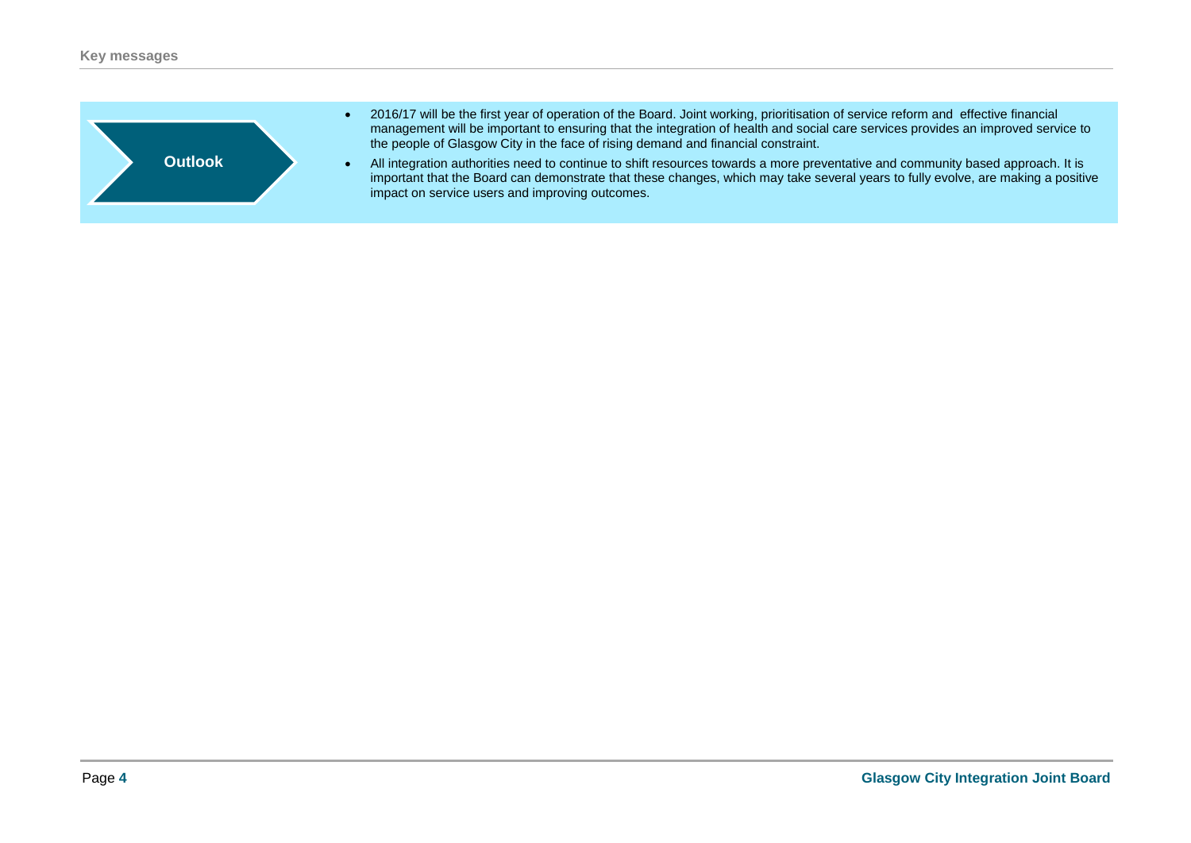**Outlook**

- 2016/17 will be the first year of operation of the Board. Joint working, prioritisation of service reform and effective financial management will be important to ensuring that the integration of health and social care services provides an improved service to the people of Glasgow City in the face of rising demand and financial constraint.
- All integration authorities need to continue to shift resources towards a more preventative and community based approach. It is important that the Board can demonstrate that these changes, which may take several years to fully evolve, are making a positive impact on service users and improving outcomes.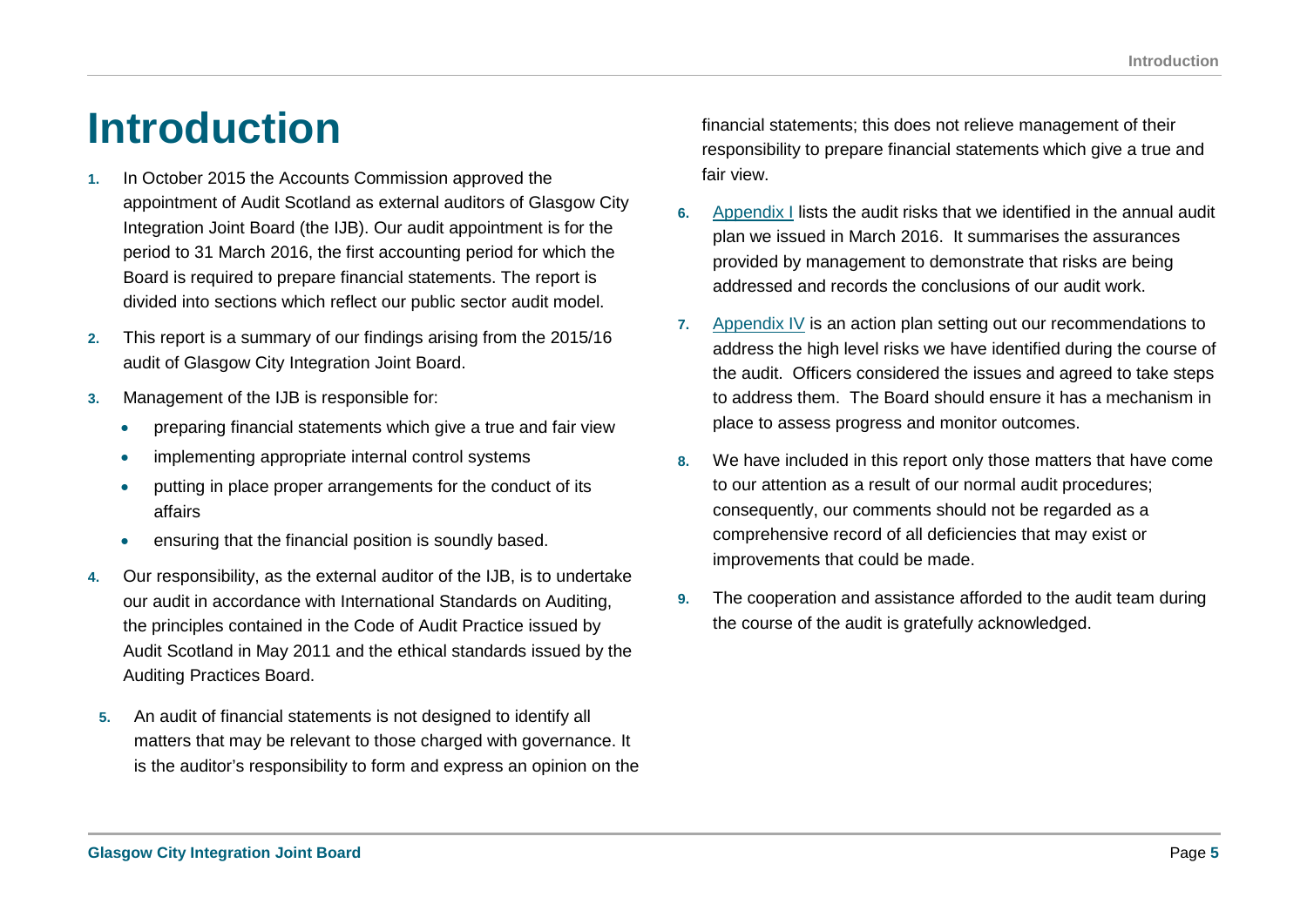# Introduction

1. In October 2015 the Accounts Commission approved the appointment of Audit Scotland as external auditors of Glasgow City Integration Joint Board (the IJB). Our audit appointment is for the period to 31 March 2016, the first accounting period for which the Board is required to prepare financial statements. The report is divided into sections which reflect our public sector audit model.

2. This report is a summary of our findings arising from the 2015/16 audit of Glasgow City Integration Joint Board.

3. Management of the IJB is responsible for:
   - preparing financial statements which give a true and fair view
   - implementing appropriate internal control systems
   - putting in place proper arrangements for the conduct of its affairs
   - ensuring that the financial position is soundly based.

4. Our responsibility, as the external auditor of the IJB, is to undertake our audit in accordance with International Standards on Auditing, the principles contained in the Code of Audit Practice issued by Audit Scotland in May 2011 and the ethical standards issued by the Auditing Practices Board.

5. An audit of financial statements is not designed to identify all matters that may be relevant to those charged with governance. It is the auditor's responsibility to form and express an opinion on the financial statements; this does not relieve management of their responsibility to prepare financial statements which give a true and fair view.

6. Appendix I lists the audit risks that we identified in the annual audit plan we issued in March 2016. It summarises the assurances provided by management to demonstrate that risks are being addressed and records the conclusions of our audit work.

7. Appendix IV is an action plan setting out our recommendations to address the high level risks we have identified during the course of the audit. Officers considered the issues and agreed to take steps to address them. The Board should ensure it has a mechanism in place to assess progress and monitor outcomes.

8. We have included in this report only those matters that have come to our attention as a result of our normal audit procedures; consequently, our comments should not be regarded as a comprehensive record of all deficiencies that may exist or improvements that could be made.

9. The cooperation and assistance afforded to the audit team during the course of the audit is gratefully acknowledged.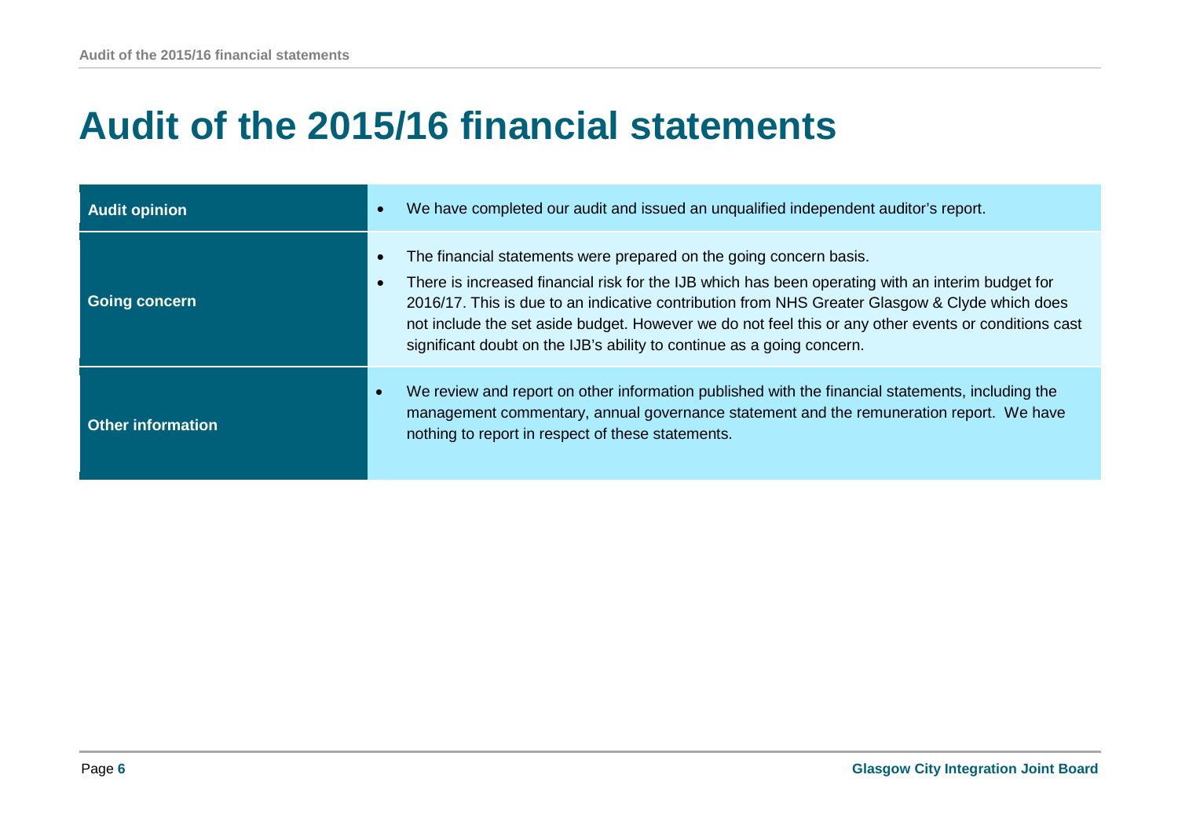# Audit of the 2015/16 financial statements

| | |
|---|---|
| **Audit opinion** | • We have completed our audit and issued an unqualified independent auditor's report. |
| **Going concern** | • The financial statements were prepared on the going concern basis.<br>• There is increased financial risk for the IJB which has been operating with an interim budget for 2016/17. This is due to an indicative contribution from NHS Greater Glasgow & Clyde which does not include the set aside budget. However we do not feel this or any other events or conditions cast significant doubt on the IJB's ability to continue as a going concern. |
| **Other information** | • We review and report on other information published with the financial statements, including the management commentary, annual governance statement and the remuneration report. We have nothing to report in respect of these statements. |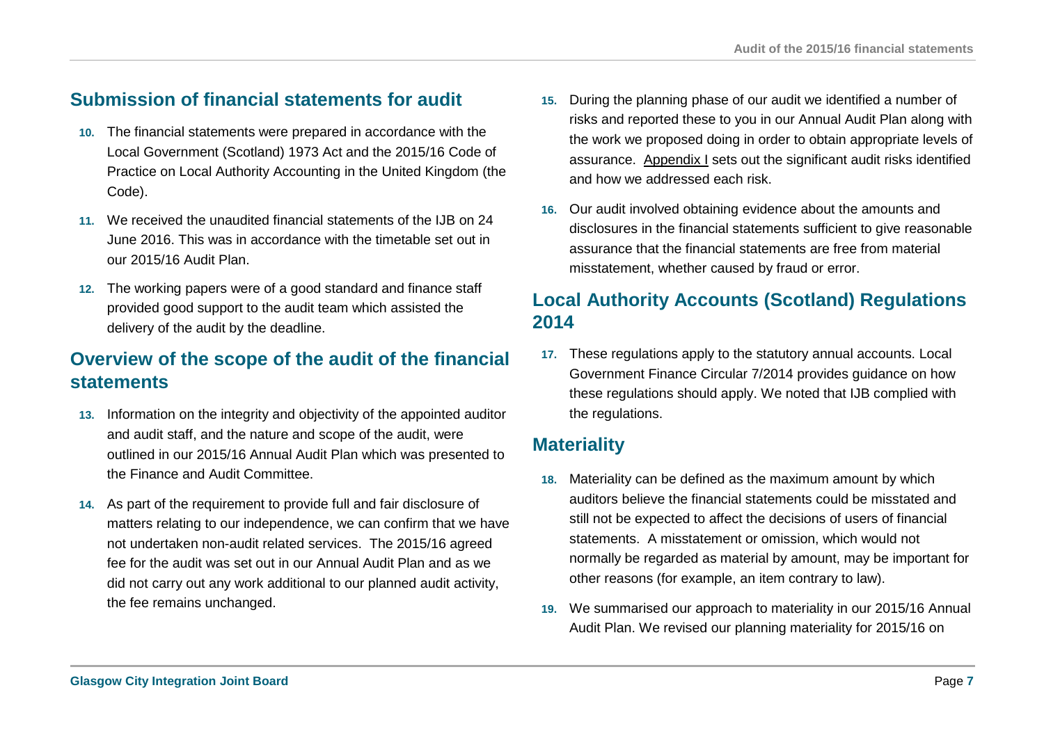## Submission of financial statements for audit

10. The financial statements were prepared in accordance with the Local Government (Scotland) 1973 Act and the 2015/16 Code of Practice on Local Authority Accounting in the United Kingdom (the Code).

11. We received the unaudited financial statements of the IJB on 24 June 2016. This was in accordance with the timetable set out in our 2015/16 Audit Plan.

12. The working papers were of a good standard and finance staff provided good support to the audit team which assisted the delivery of the audit by the deadline.

## Overview of the scope of the audit of the financial statements

13. Information on the integrity and objectivity of the appointed auditor and audit staff, and the nature and scope of the audit, were outlined in our 2015/16 Annual Audit Plan which was presented to the Finance and Audit Committee.

14. As part of the requirement to provide full and fair disclosure of matters relating to our independence, we can confirm that we have not undertaken non-audit related services. The 2015/16 agreed fee for the audit was set out in our Annual Audit Plan and as we did not carry out any work additional to our planned audit activity, the fee remains unchanged.

15. During the planning phase of our audit we identified a number of risks and reported these to you in our Annual Audit Plan along with the work we proposed doing in order to obtain appropriate levels of assurance. Appendix I sets out the significant audit risks identified and how we addressed each risk.

16. Our audit involved obtaining evidence about the amounts and disclosures in the financial statements sufficient to give reasonable assurance that the financial statements are free from material misstatement, whether caused by fraud or error.

## Local Authority Accounts (Scotland) Regulations 2014

17. These regulations apply to the statutory annual accounts. Local Government Finance Circular 7/2014 provides guidance on how these regulations should apply. We noted that IJB complied with the regulations.

## Materiality

18. Materiality can be defined as the maximum amount by which auditors believe the financial statements could be misstated and still not be expected to affect the decisions of users of financial statements. A misstatement or omission, which would not normally be regarded as material by amount, may be important for other reasons (for example, an item contrary to law).

19. We summarised our approach to materiality in our 2015/16 Annual Audit Plan. We revised our planning materiality for 2015/16 on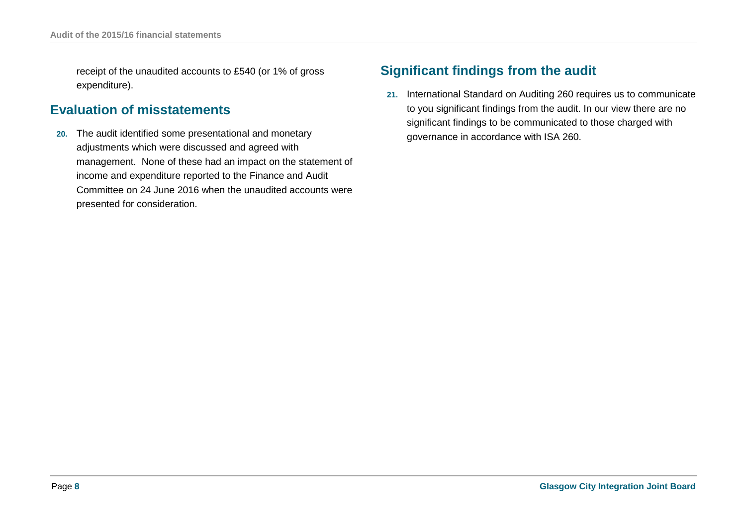receipt of the unaudited accounts to £540 (or 1% of gross expenditure).

## Evaluation of misstatements

**20.** The audit identified some presentational and monetary adjustments which were discussed and agreed with management. None of these had an impact on the statement of income and expenditure reported to the Finance and Audit Committee on 24 June 2016 when the unaudited accounts were presented for consideration.

## Significant findings from the audit

**21.** International Standard on Auditing 260 requires us to communicate to you significant findings from the audit. In our view there are no significant findings to be communicated to those charged with governance in accordance with ISA 260.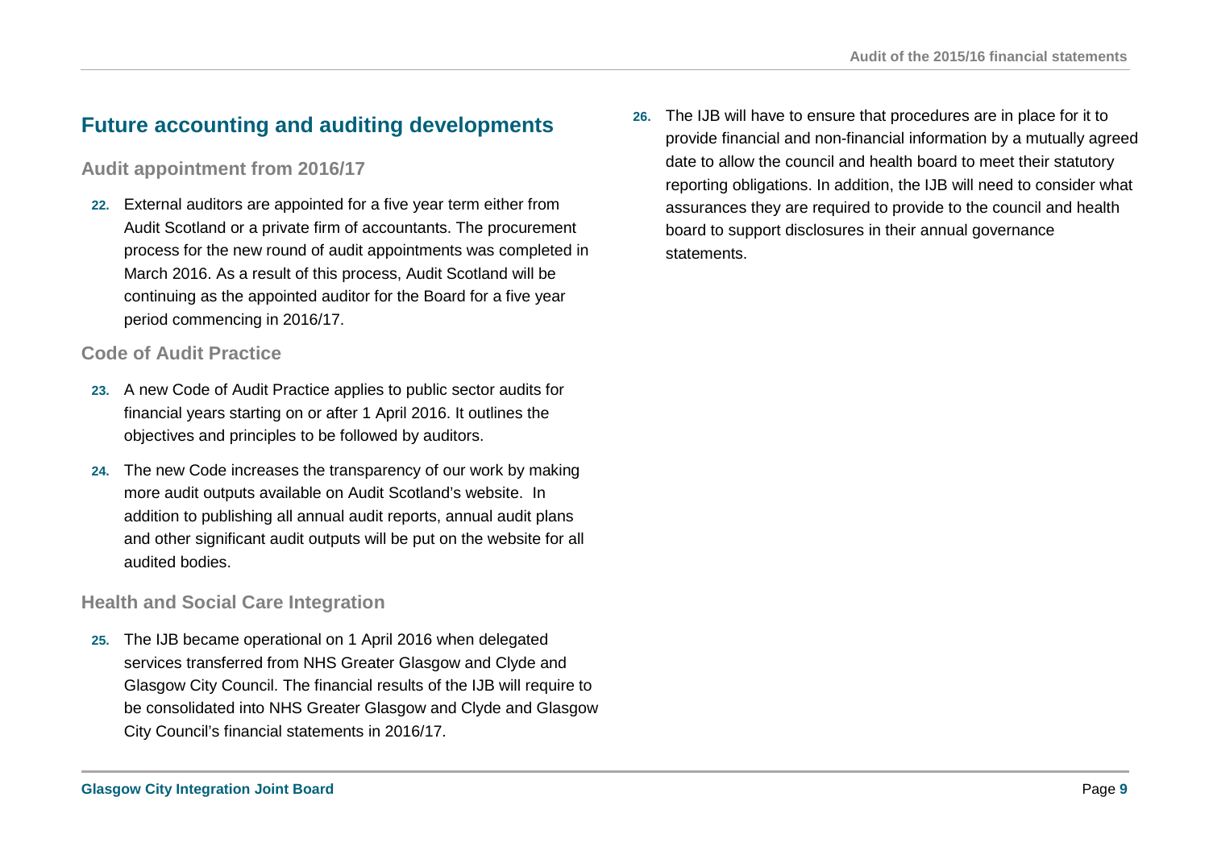## Future accounting and auditing developments

### Audit appointment from 2016/17

22. External auditors are appointed for a five year term either from Audit Scotland or a private firm of accountants. The procurement process for the new round of audit appointments was completed in March 2016. As a result of this process, Audit Scotland will be continuing as the appointed auditor for the Board for a five year period commencing in 2016/17.

### Code of Audit Practice

23. A new Code of Audit Practice applies to public sector audits for financial years starting on or after 1 April 2016. It outlines the objectives and principles to be followed by auditors.

24. The new Code increases the transparency of our work by making more audit outputs available on Audit Scotland's website. In addition to publishing all annual audit reports, annual audit plans and other significant audit outputs will be put on the website for all audited bodies.

### Health and Social Care Integration

25. The IJB became operational on 1 April 2016 when delegated services transferred from NHS Greater Glasgow and Clyde and Glasgow City Council. The financial results of the IJB will require to be consolidated into NHS Greater Glasgow and Clyde and Glasgow City Council's financial statements in 2016/17.

26. The IJB will have to ensure that procedures are in place for it to provide financial and non-financial information by a mutually agreed date to allow the council and health board to meet their statutory reporting obligations. In addition, the IJB will need to consider what assurances they are required to provide to the council and health board to support disclosures in their annual governance statements.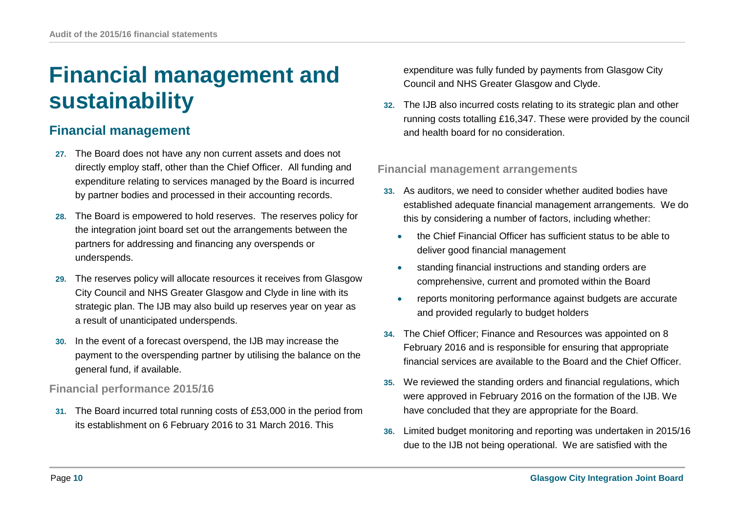# Financial management and sustainability

## Financial management

27. The Board does not have any non current assets and does not directly employ staff, other than the Chief Officer. All funding and expenditure relating to services managed by the Board is incurred by partner bodies and processed in their accounting records.

28. The Board is empowered to hold reserves. The reserves policy for the integration joint board set out the arrangements between the partners for addressing and financing any overspends or underspends.

29. The reserves policy will allocate resources it receives from Glasgow City Council and NHS Greater Glasgow and Clyde in line with its strategic plan. The IJB may also build up reserves year on year as a result of unanticipated underspends.

30. In the event of a forecast overspend, the IJB may increase the payment to the overspending partner by utilising the balance on the general fund, if available.

### Financial performance 2015/16

31. The Board incurred total running costs of £53,000 in the period from its establishment on 6 February 2016 to 31 March 2016. This expenditure was fully funded by payments from Glasgow City Council and NHS Greater Glasgow and Clyde.

32. The IJB also incurred costs relating to its strategic plan and other running costs totalling £16,347. These were provided by the council and health board for no consideration.

### Financial management arrangements

33. As auditors, we need to consider whether audited bodies have established adequate financial management arrangements. We do this by considering a number of factors, including whether:
    - the Chief Financial Officer has sufficient status to be able to deliver good financial management
    - standing financial instructions and standing orders are comprehensive, current and promoted within the Board
    - reports monitoring performance against budgets are accurate and provided regularly to budget holders

34. The Chief Officer; Finance and Resources was appointed on 8 February 2016 and is responsible for ensuring that appropriate financial services are available to the Board and the Chief Officer.

35. We reviewed the standing orders and financial regulations, which were approved in February 2016 on the formation of the IJB. We have concluded that they are appropriate for the Board.

36. Limited budget monitoring and reporting was undertaken in 2015/16 due to the IJB not being operational. We are satisfied with the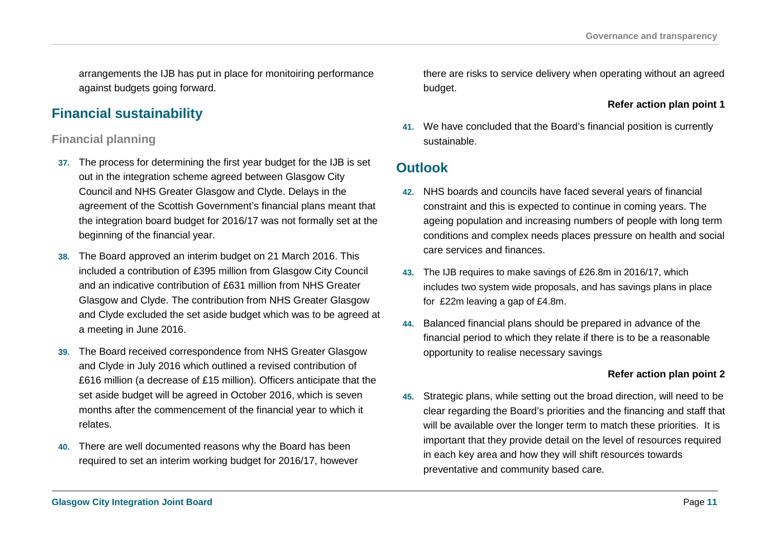arrangements the IJB has put in place for monitoiring performance against budgets going forward.

## Financial sustainability

### Financial planning

**37.** The process for determining the first year budget for the IJB is set out in the integration scheme agreed between Glasgow City Council and NHS Greater Glasgow and Clyde. Delays in the agreement of the Scottish Government's financial plans meant that the integration board budget for 2016/17 was not formally set at the beginning of the financial year.

**38.** The Board approved an interim budget on 21 March 2016. This included a contribution of £395 million from Glasgow City Council and an indicative contribution of £631 million from NHS Greater Glasgow and Clyde. The contribution from NHS Greater Glasgow and Clyde excluded the set aside budget which was to be agreed at a meeting in June 2016.

**39.** The Board received correspondence from NHS Greater Glasgow and Clyde in July 2016 which outlined a revised contribution of £616 million (a decrease of £15 million). Officers anticipate that the set aside budget will be agreed in October 2016, which is seven months after the commencement of the financial year to which it relates.

**40.** There are well documented reasons why the Board has been required to set an interim working budget for 2016/17, however there are risks to service delivery when operating without an agreed budget.

**Refer action plan point 1**

**41.** We have concluded that the Board's financial position is currently sustainable.

## Outlook

**42.** NHS boards and councils have faced several years of financial constraint and this is expected to continue in coming years. The ageing population and increasing numbers of people with long term conditions and complex needs places pressure on health and social care services and finances.

**43.** The IJB requires to make savings of £26.8m in 2016/17, which includes two system wide proposals, and has savings plans in place for £22m leaving a gap of £4.8m.

**44.** Balanced financial plans should be prepared in advance of the financial period to which they relate if there is to be a reasonable opportunity to realise necessary savings

**Refer action plan point 2**

**45.** Strategic plans, while setting out the broad direction, will need to be clear regarding the Board's priorities and the financing and staff that will be available over the longer term to match these priorities. It is important that they provide detail on the level of resources required in each key area and how they will shift resources towards preventative and community based care.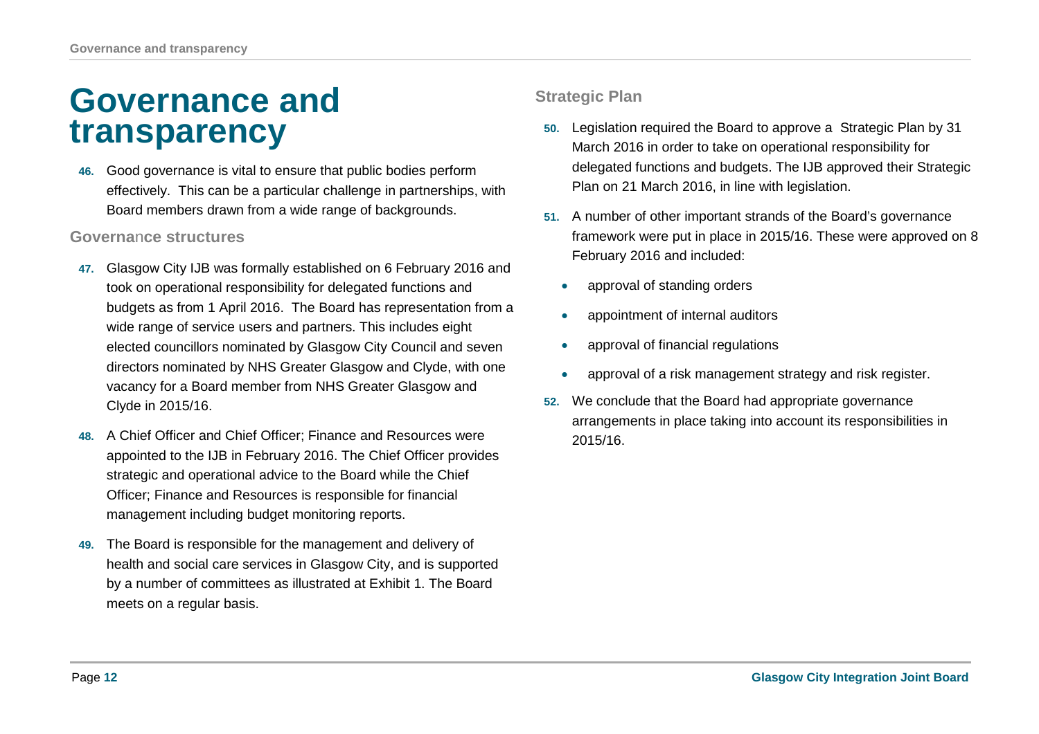# Governance and transparency

46. Good governance is vital to ensure that public bodies perform effectively. This can be a particular challenge in partnerships, with Board members drawn from a wide range of backgrounds.

## Governance structures

47. Glasgow City IJB was formally established on 6 February 2016 and took on operational responsibility for delegated functions and budgets as from 1 April 2016. The Board has representation from a wide range of service users and partners. This includes eight elected councillors nominated by Glasgow City Council and seven directors nominated by NHS Greater Glasgow and Clyde, with one vacancy for a Board member from NHS Greater Glasgow and Clyde in 2015/16.

48. A Chief Officer and Chief Officer; Finance and Resources were appointed to the IJB in February 2016. The Chief Officer provides strategic and operational advice to the Board while the Chief Officer; Finance and Resources is responsible for financial management including budget monitoring reports.

49. The Board is responsible for the management and delivery of health and social care services in Glasgow City, and is supported by a number of committees as illustrated at Exhibit 1. The Board meets on a regular basis.

## Strategic Plan

50. Legislation required the Board to approve a Strategic Plan by 31 March 2016 in order to take on operational responsibility for delegated functions and budgets. The IJB approved their Strategic Plan on 21 March 2016, in line with legislation.

51. A number of other important strands of the Board's governance framework were put in place in 2015/16. These were approved on 8 February 2016 and included:

- approval of standing orders
- appointment of internal auditors
- approval of financial regulations
- approval of a risk management strategy and risk register.

52. We conclude that the Board had appropriate governance arrangements in place taking into account its responsibilities in 2015/16.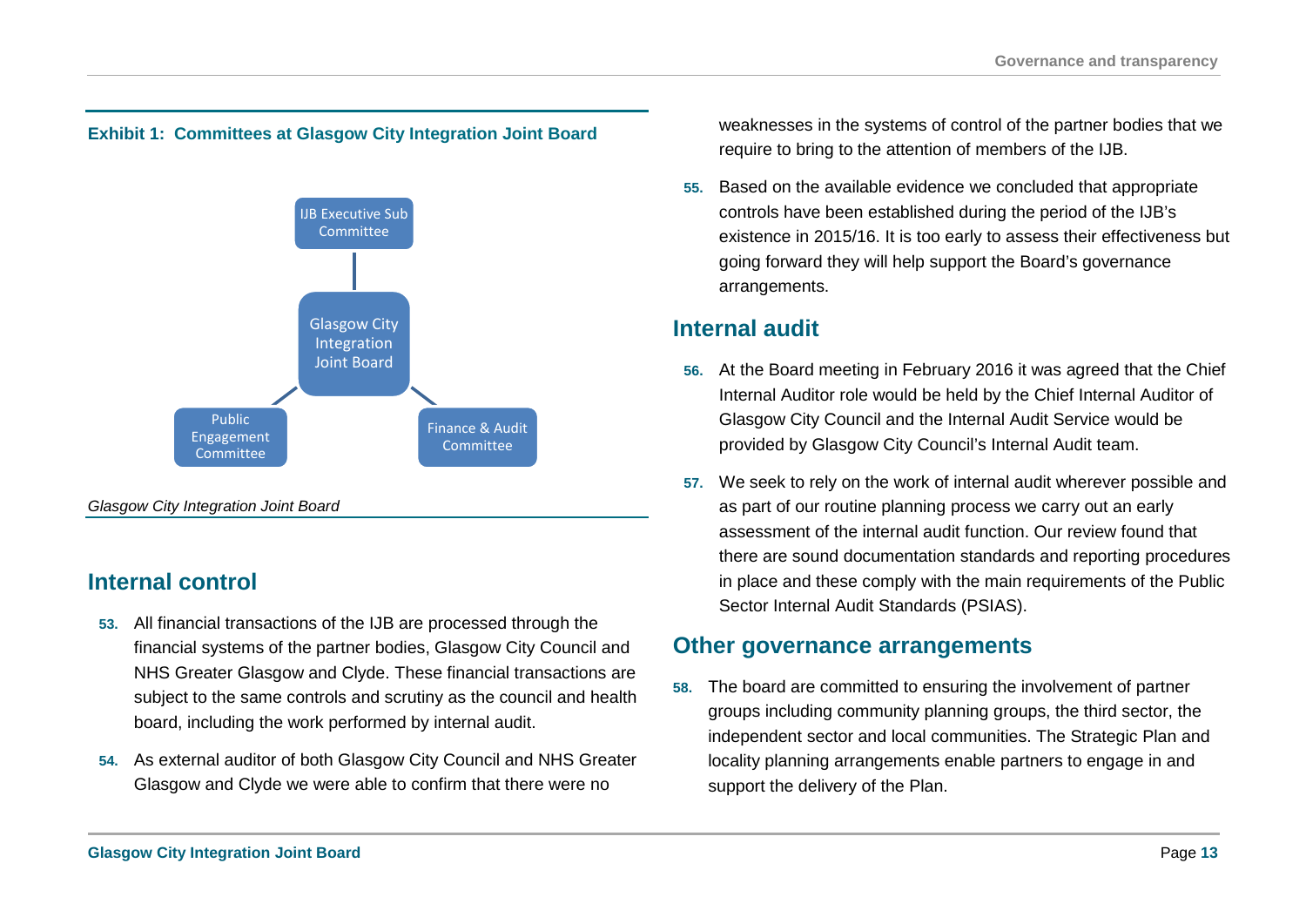**Exhibit 1: Committees at Glasgow City Integration Joint Board**

IJB Executive Sub Committee

Glasgow City Integration Joint Board

Public Engagement Committee

Finance & Audit Committee

*Glasgow City Integration Joint Board*

## Internal control

53. All financial transactions of the IJB are processed through the financial systems of the partner bodies, Glasgow City Council and NHS Greater Glasgow and Clyde. These financial transactions are subject to the same controls and scrutiny as the council and health board, including the work performed by internal audit.

54. As external auditor of both Glasgow City Council and NHS Greater Glasgow and Clyde we were able to confirm that there were no weaknesses in the systems of control of the partner bodies that we require to bring to the attention of members of the IJB.

55. Based on the available evidence we concluded that appropriate controls have been established during the period of the IJB's existence in 2015/16. It is too early to assess their effectiveness but going forward they will help support the Board's governance arrangements.

## Internal audit

56. At the Board meeting in February 2016 it was agreed that the Chief Internal Auditor role would be held by the Chief Internal Auditor of Glasgow City Council and the Internal Audit Service would be provided by Glasgow City Council's Internal Audit team.

57. We seek to rely on the work of internal audit wherever possible and as part of our routine planning process we carry out an early assessment of the internal audit function. Our review found that there are sound documentation standards and reporting procedures in place and these comply with the main requirements of the Public Sector Internal Audit Standards (PSIAS).

## Other governance arrangements

58. The board are committed to ensuring the involvement of partner groups including community planning groups, the third sector, the independent sector and local communities. The Strategic Plan and locality planning arrangements enable partners to engage in and support the delivery of the Plan.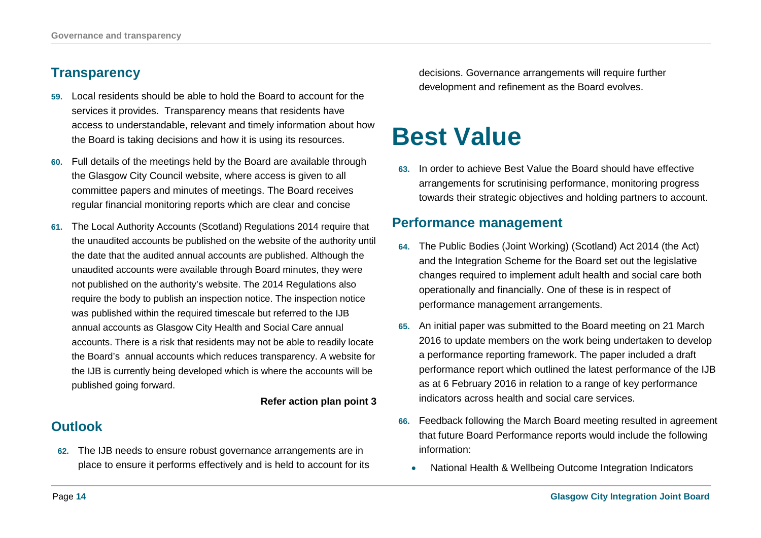## Transparency

59. Local residents should be able to hold the Board to account for the services it provides. Transparency means that residents have access to understandable, relevant and timely information about how the Board is taking decisions and how it is using its resources.

60. Full details of the meetings held by the Board are available through the Glasgow City Council website, where access is given to all committee papers and minutes of meetings. The Board receives regular financial monitoring reports which are clear and concise

61. The Local Authority Accounts (Scotland) Regulations 2014 require that the unaudited accounts be published on the website of the authority until the date that the audited annual accounts are published. Although the unaudited accounts were available through Board minutes, they were not published on the authority's website. The 2014 Regulations also require the body to publish an inspection notice. The inspection notice was published within the required timescale but referred to the IJB annual accounts as Glasgow City Health and Social Care annual accounts. There is a risk that residents may not be able to readily locate the Board's annual accounts which reduces transparency. A website for the IJB is currently being developed which is where the accounts will be published going forward.

**Refer action plan point 3**

## Outlook

62. The IJB needs to ensure robust governance arrangements are in place to ensure it performs effectively and is held to account for its decisions. Governance arrangements will require further development and refinement as the Board evolves.

# Best Value

63. In order to achieve Best Value the Board should have effective arrangements for scrutinising performance, monitoring progress towards their strategic objectives and holding partners to account.

## Performance management

64. The Public Bodies (Joint Working) (Scotland) Act 2014 (the Act) and the Integration Scheme for the Board set out the legislative changes required to implement adult health and social care both operationally and financially. One of these is in respect of performance management arrangements.

65. An initial paper was submitted to the Board meeting on 21 March 2016 to update members on the work being undertaken to develop a performance reporting framework. The paper included a draft performance report which outlined the latest performance of the IJB as at 6 February 2016 in relation to a range of key performance indicators across health and social care services.

66. Feedback following the March Board meeting resulted in agreement that future Board Performance reports would include the following information:

- National Health & Wellbeing Outcome Integration Indicators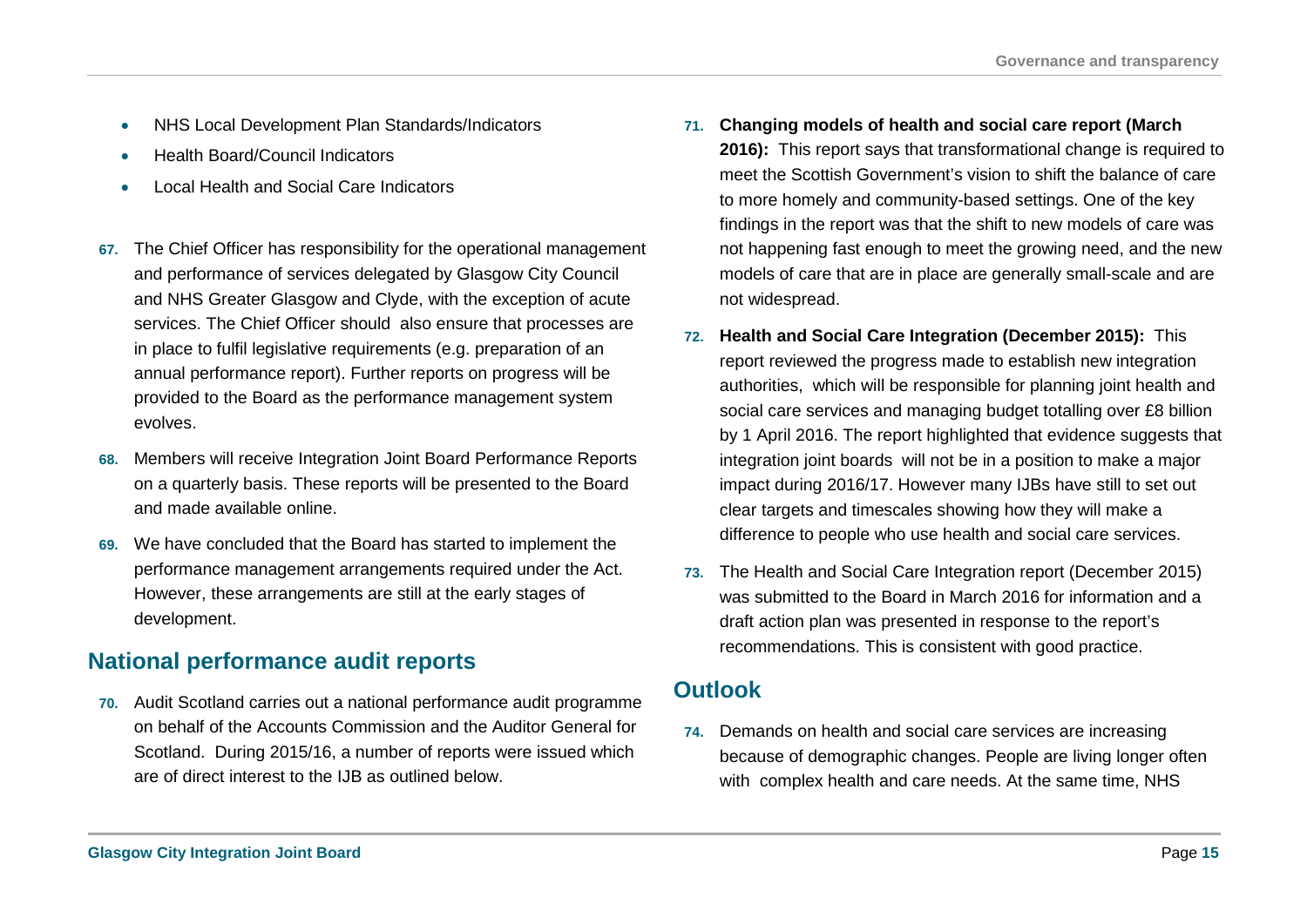- NHS Local Development Plan Standards/Indicators
- Health Board/Council Indicators
- Local Health and Social Care Indicators

67. The Chief Officer has responsibility for the operational management and performance of services delegated by Glasgow City Council and NHS Greater Glasgow and Clyde, with the exception of acute services. The Chief Officer should also ensure that processes are in place to fulfil legislative requirements (e.g. preparation of an annual performance report). Further reports on progress will be provided to the Board as the performance management system evolves.

68. Members will receive Integration Joint Board Performance Reports on a quarterly basis. These reports will be presented to the Board and made available online.

69. We have concluded that the Board has started to implement the performance management arrangements required under the Act. However, these arrangements are still at the early stages of development.

## National performance audit reports

70. Audit Scotland carries out a national performance audit programme on behalf of the Accounts Commission and the Auditor General for Scotland. During 2015/16, a number of reports were issued which are of direct interest to the IJB as outlined below.

71. **Changing models of health and social care report (March 2016):** This report says that transformational change is required to meet the Scottish Government's vision to shift the balance of care to more homely and community-based settings. One of the key findings in the report was that the shift to new models of care was not happening fast enough to meet the growing need, and the new models of care that are in place are generally small-scale and are not widespread.

72. **Health and Social Care Integration (December 2015):** This report reviewed the progress made to establish new integration authorities, which will be responsible for planning joint health and social care services and managing budget totalling over £8 billion by 1 April 2016. The report highlighted that evidence suggests that integration joint boards will not be in a position to make a major impact during 2016/17. However many IJBs have still to set out clear targets and timescales showing how they will make a difference to people who use health and social care services.

73. The Health and Social Care Integration report (December 2015) was submitted to the Board in March 2016 for information and a draft action plan was presented in response to the report's recommendations. This is consistent with good practice.

## Outlook

74. Demands on health and social care services are increasing because of demographic changes. People are living longer often with complex health and care needs. At the same time, NHS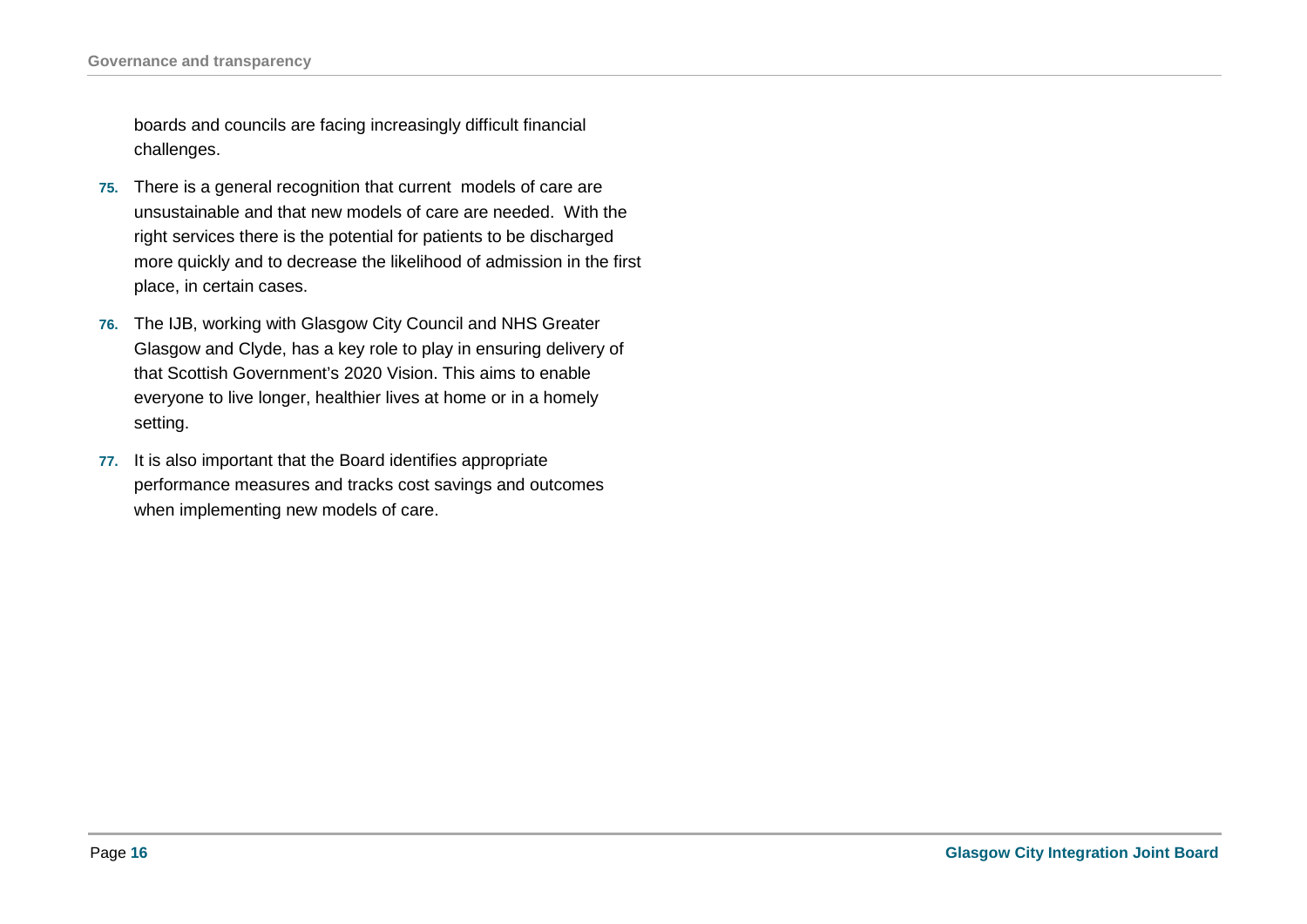boards and councils are facing increasingly difficult financial challenges.

**75.** There is a general recognition that current models of care are unsustainable and that new models of care are needed. With the right services there is the potential for patients to be discharged more quickly and to decrease the likelihood of admission in the first place, in certain cases.

**76.** The IJB, working with Glasgow City Council and NHS Greater Glasgow and Clyde, has a key role to play in ensuring delivery of that Scottish Government's 2020 Vision. This aims to enable everyone to live longer, healthier lives at home or in a homely setting.

**77.** It is also important that the Board identifies appropriate performance measures and tracks cost savings and outcomes when implementing new models of care.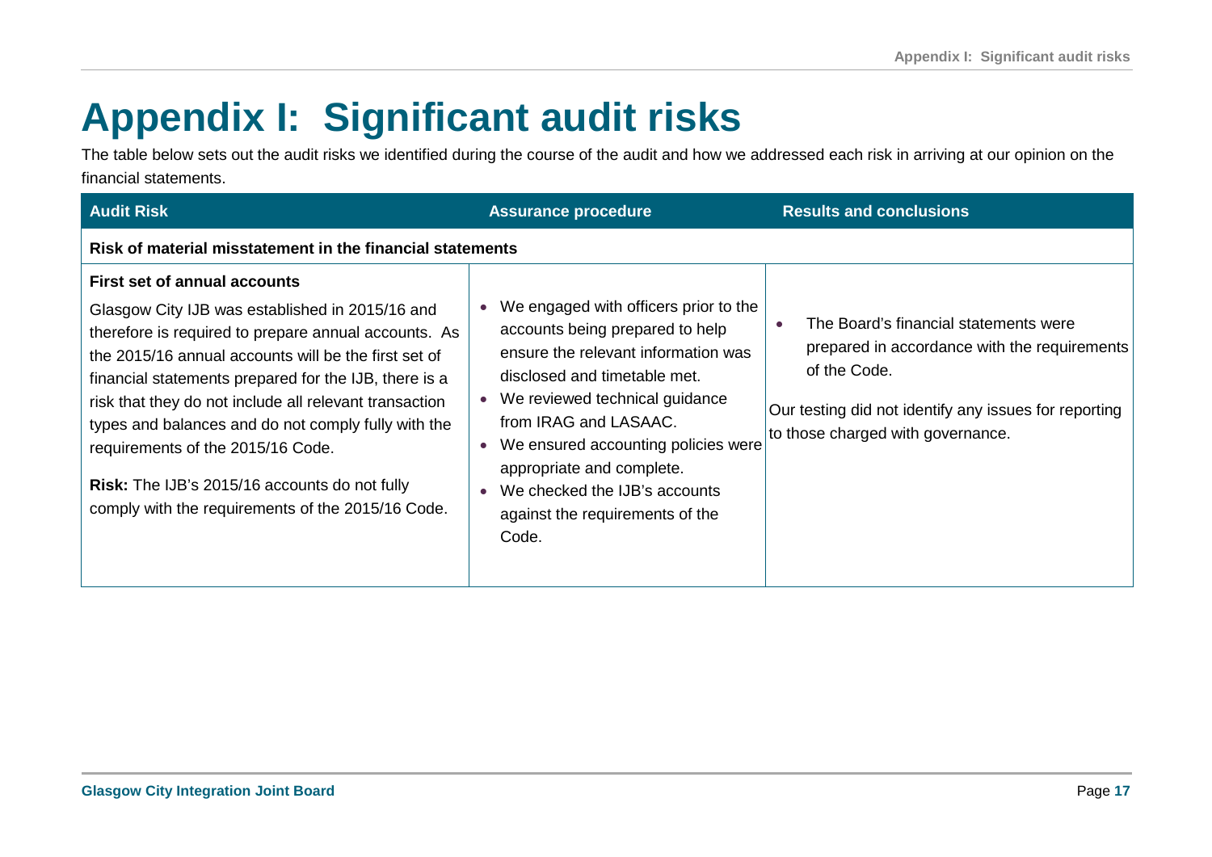# Appendix I: Significant audit risks

The table below sets out the audit risks we identified during the course of the audit and how we addressed each risk in arriving at our opinion on the financial statements.

| Audit Risk | Assurance procedure | Results and conclusions |
|---|---|---|
| **Risk of material misstatement in the financial statements** | | |
| **First set of annual accounts**<br><br>Glasgow City IJB was established in 2015/16 and therefore is required to prepare annual accounts. As the 2015/16 annual accounts will be the first set of financial statements prepared for the IJB, there is a risk that they do not include all relevant transaction types and balances and do not comply fully with the requirements of the 2015/16 Code.<br><br>**Risk:** The IJB's 2015/16 accounts do not fully comply with the requirements of the 2015/16 Code. | • We engaged with officers prior to the accounts being prepared to help ensure the relevant information was disclosed and timetable met.<br>• We reviewed technical guidance from IRAG and LASAAC.<br>• We ensured accounting policies were appropriate and complete.<br>• We checked the IJB's accounts against the requirements of the Code. | • The Board's financial statements were prepared in accordance with the requirements of the Code.<br><br>Our testing did not identify any issues for reporting to those charged with governance. |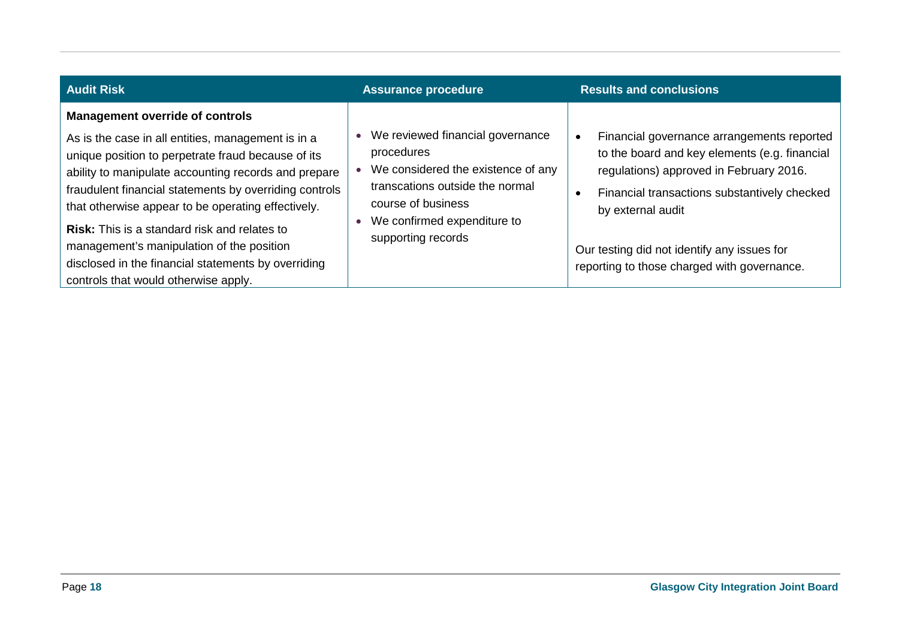| Audit Risk | Assurance procedure | Results and conclusions |
|---|---|---|
| **Management override of controls**<br><br>As is the case in all entities, management is in a unique position to perpetrate fraud because of its ability to manipulate accounting records and prepare fraudulent financial statements by overriding controls that otherwise appear to be operating effectively.<br><br>**Risk:** This is a standard risk and relates to management's manipulation of the position disclosed in the financial statements by overriding controls that would otherwise apply. | • We reviewed financial governance procedures<br>• We considered the existence of any transcations outside the normal course of business<br>• We confirmed expenditure to supporting records | • Financial governance arrangements reported to the board and key elements (e.g. financial regulations) approved in February 2016.<br>• Financial transactions substantively checked by external audit<br><br>Our testing did not identify any issues for reporting to those charged with governance. |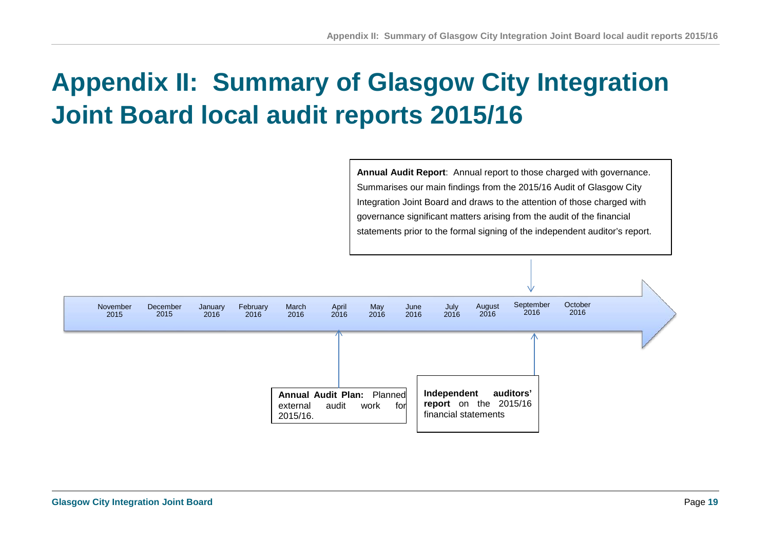# Appendix II: Summary of Glasgow City Integration Joint Board local audit reports 2015/16

**Annual Audit Report**: Annual report to those charged with governance. Summarises our main findings from the 2015/16 Audit of Glasgow City Integration Joint Board and draws to the attention of those charged with governance significant matters arising from the audit of the financial statements prior to the formal signing of the independent auditor's report.

November 2015 | December 2015 | January 2016 | February 2016 | March 2016 | April 2016 | May 2016 | June 2016 | July 2016 | August 2016 | September 2016 | October 2016

**Annual Audit Plan:** Planned external audit work for 2015/16.

**Independent auditors' report** on the 2015/16 financial statements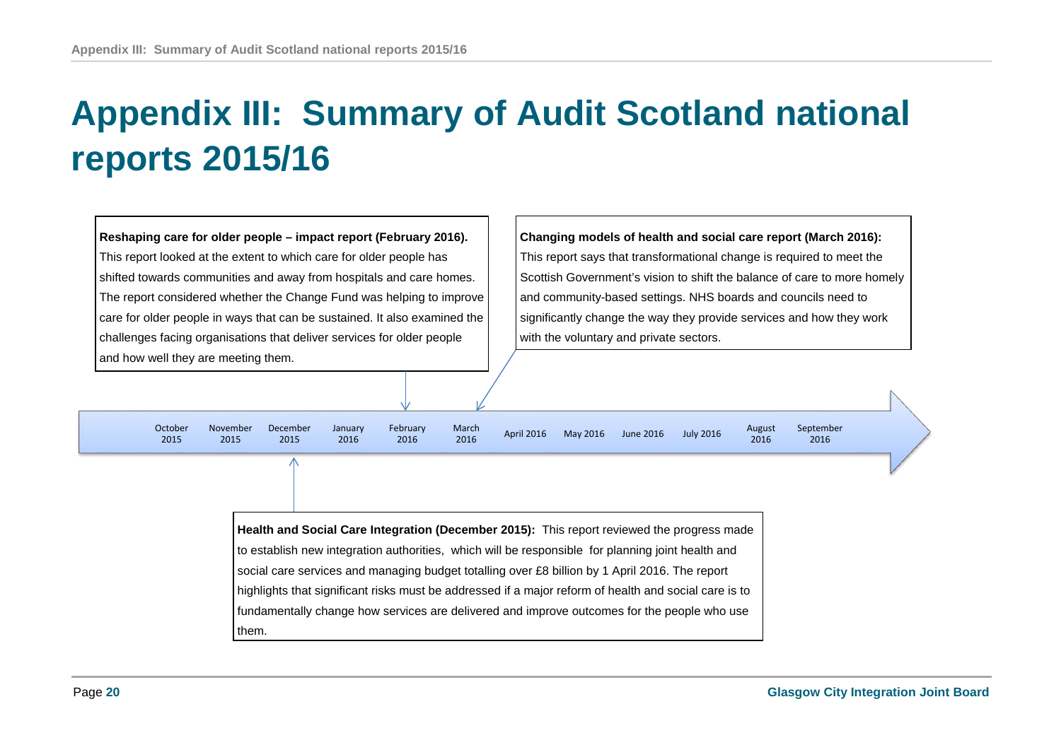# Appendix III: Summary of Audit Scotland national reports 2015/16

**Reshaping care for older people – impact report (February 2016).** This report looked at the extent to which care for older people has shifted towards communities and away from hospitals and care homes. The report considered whether the Change Fund was helping to improve care for older people in ways that can be sustained. It also examined the challenges facing organisations that deliver services for older people and how well they are meeting them.

**Changing models of health and social care report (March 2016):** This report says that transformational change is required to meet the Scottish Government's vision to shift the balance of care to more homely and community-based settings. NHS boards and councils need to significantly change the way they provide services and how they work with the voluntary and private sectors.

October 2015 | November 2015 | December 2015 | January 2016 | February 2016 | March 2016 | April 2016 | May 2016 | June 2016 | July 2016 | August 2016 | September 2016

**Health and Social Care Integration (December 2015):** This report reviewed the progress made to establish new integration authorities, which will be responsible for planning joint health and social care services and managing budget totalling over £8 billion by 1 April 2016. The report highlights that significant risks must be addressed if a major reform of health and social care is to fundamentally change how services are delivered and improve outcomes for the people who use them.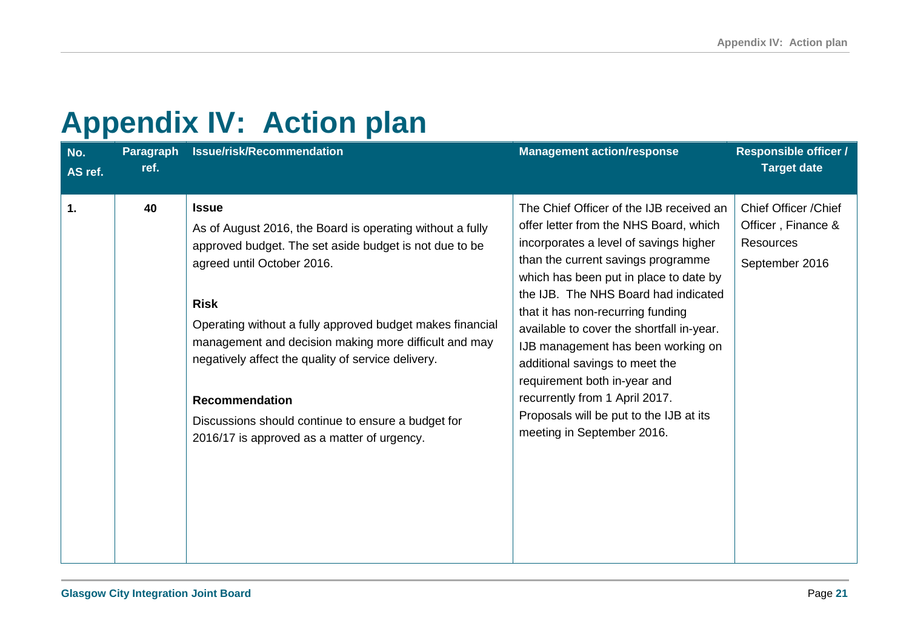# Appendix IV: Action plan

| No. AS ref. | Paragraph ref. | Issue/risk/Recommendation | Management action/response | Responsible officer / Target date |
|---|---|---|---|---|
| 1. | 40 | **Issue**<br>As of August 2016, the Board is operating without a fully approved budget. The set aside budget is not due to be agreed until October 2016.<br><br>**Risk**<br>Operating without a fully approved budget makes financial management and decision making more difficult and may negatively affect the quality of service delivery.<br><br>**Recommendation**<br>Discussions should continue to ensure a budget for 2016/17 is approved as a matter of urgency. | The Chief Officer of the IJB received an offer letter from the NHS Board, which incorporates a level of savings higher than the current savings programme which has been put in place to date by the IJB. The NHS Board had indicated that it has non-recurring funding available to cover the shortfall in-year. IJB management has been working on additional savings to meet the requirement both in-year and recurrently from 1 April 2017. Proposals will be put to the IJB at its meeting in September 2016. | Chief Officer /Chief Officer , Finance & Resources<br><br>September 2016 |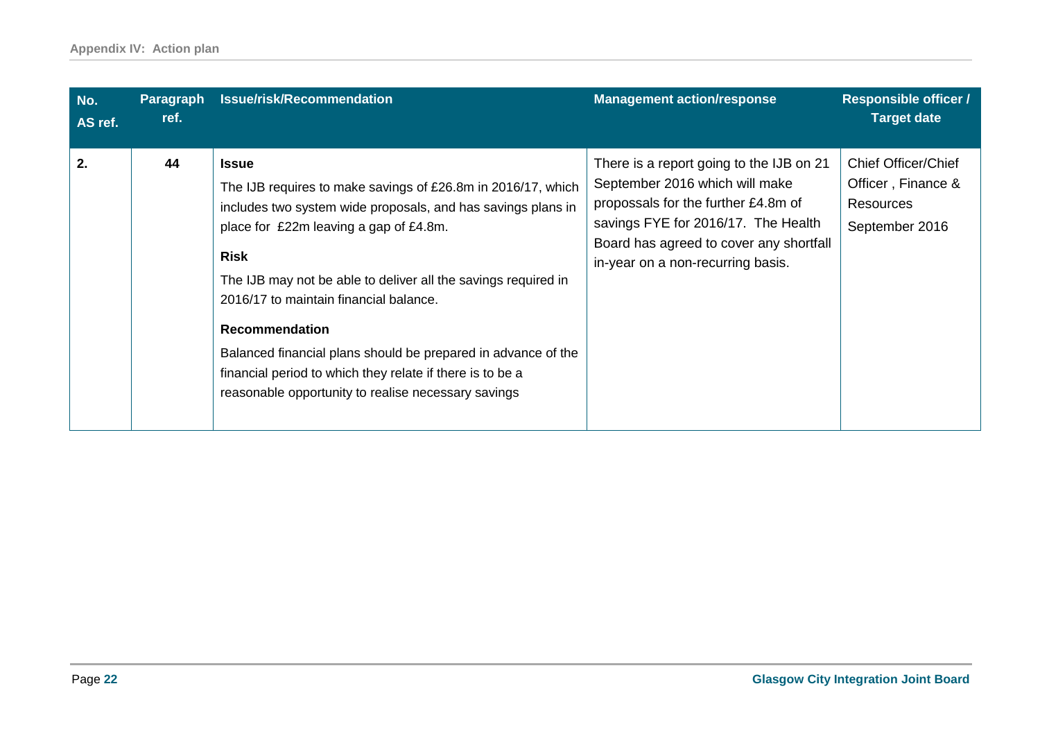| No. AS ref. | Paragraph ref. | Issue/risk/Recommendation | Management action/response | Responsible officer / Target date |
|---|---|---|---|---|
| **2.** | **44** | **Issue**<br>The IJB requires to make savings of £26.8m in 2016/17, which includes two system wide proposals, and has savings plans in place for £22m leaving a gap of £4.8m.<br>**Risk**<br>The IJB may not be able to deliver all the savings required in 2016/17 to maintain financial balance.<br>**Recommendation**<br>Balanced financial plans should be prepared in advance of the financial period to which they relate if there is to be a reasonable opportunity to realise necessary savings | There is a report going to the IJB on 21 September 2016 which will make propossals for the further £4.8m of savings FYE for 2016/17. The Health Board has agreed to cover any shortfall in-year on a non-recurring basis. | Chief Officer/Chief Officer , Finance & Resources<br>September 2016 |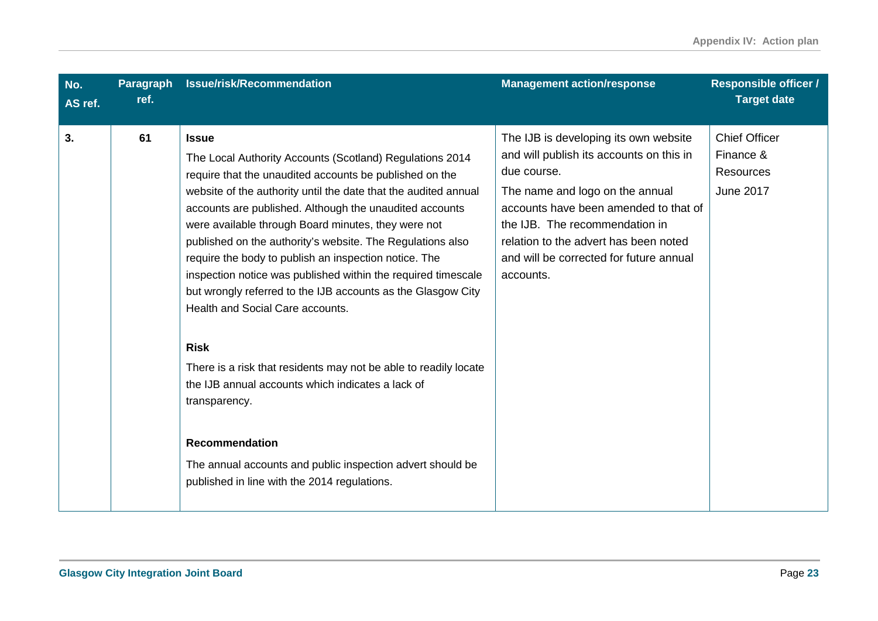| No. AS ref. | Paragraph ref. | Issue/risk/Recommendation | Management action/response | Responsible officer / Target date |
|---|---|---|---|---|
| **3.** | **61** | **Issue**<br>The Local Authority Accounts (Scotland) Regulations 2014 require that the unaudited accounts be published on the website of the authority until the date that the audited annual accounts are published. Although the unaudited accounts were available through Board minutes, they were not published on the authority's website. The Regulations also require the body to publish an inspection notice. The inspection notice was published within the required timescale but wrongly referred to the IJB accounts as the Glasgow City Health and Social Care accounts.<br><br>**Risk**<br>There is a risk that residents may not be able to readily locate the IJB annual accounts which indicates a lack of transparency.<br><br>**Recommendation**<br>The annual accounts and public inspection advert should be published in line with the 2014 regulations. | The IJB is developing its own website and will publish its accounts on this in due course.<br>The name and logo on the annual accounts have been amended to that of the IJB. The recommendation in relation to the advert has been noted and will be corrected for future annual accounts. | Chief Officer Finance & Resources<br>June 2017 |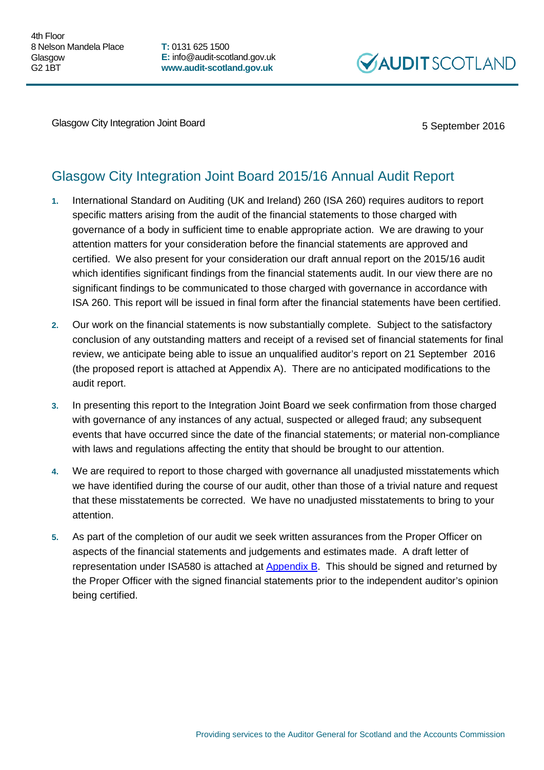4th Floor
8 Nelson Mandela Place
Glasgow
G2 1BT

**T:** 0131 625 1500
**E:** info@audit-scotland.gov.uk
**www.audit-scotland.gov.uk**

AUDIT SCOTLAND

Glasgow City Integration Joint Board

5 September 2016

## Glasgow City Integration Joint Board 2015/16 Annual Audit Report

1. International Standard on Auditing (UK and Ireland) 260 (ISA 260) requires auditors to report specific matters arising from the audit of the financial statements to those charged with governance of a body in sufficient time to enable appropriate action. We are drawing to your attention matters for your consideration before the financial statements are approved and certified. We also present for your consideration our draft annual report on the 2015/16 audit which identifies significant findings from the financial statements audit. In our view there are no significant findings to be communicated to those charged with governance in accordance with ISA 260. This report will be issued in final form after the financial statements have been certified.

2. Our work on the financial statements is now substantially complete. Subject to the satisfactory conclusion of any outstanding matters and receipt of a revised set of financial statements for final review, we anticipate being able to issue an unqualified auditor's report on 21 September 2016 (the proposed report is attached at Appendix A). There are no anticipated modifications to the audit report.

3. In presenting this report to the Integration Joint Board we seek confirmation from those charged with governance of any instances of any actual, suspected or alleged fraud; any subsequent events that have occurred since the date of the financial statements; or material non-compliance with laws and regulations affecting the entity that should be brought to our attention.

4. We are required to report to those charged with governance all unadjusted misstatements which we have identified during the course of our audit, other than those of a trivial nature and request that these misstatements be corrected. We have no unadjusted misstatements to bring to your attention.

5. As part of the completion of our audit we seek written assurances from the Proper Officer on aspects of the financial statements and judgements and estimates made. A draft letter of representation under ISA580 is attached at Appendix B. This should be signed and returned by the Proper Officer with the signed financial statements prior to the independent auditor's opinion being certified.

Providing services to the Auditor General for Scotland and the Accounts Commission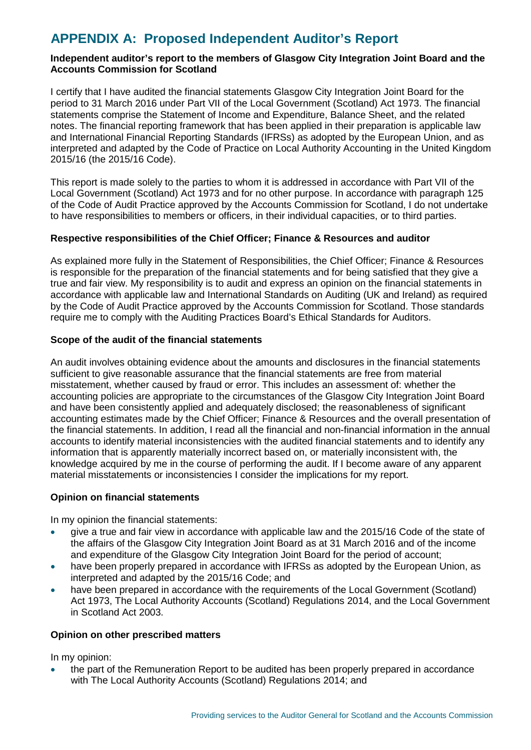# APPENDIX A: Proposed Independent Auditor's Report

**Independent auditor's report to the members of Glasgow City Integration Joint Board and the Accounts Commission for Scotland**

I certify that I have audited the financial statements Glasgow City Integration Joint Board for the period to 31 March 2016 under Part VII of the Local Government (Scotland) Act 1973. The financial statements comprise the Statement of Income and Expenditure, Balance Sheet, and the related notes. The financial reporting framework that has been applied in their preparation is applicable law and International Financial Reporting Standards (IFRSs) as adopted by the European Union, and as interpreted and adapted by the Code of Practice on Local Authority Accounting in the United Kingdom 2015/16 (the 2015/16 Code).

This report is made solely to the parties to whom it is addressed in accordance with Part VII of the Local Government (Scotland) Act 1973 and for no other purpose. In accordance with paragraph 125 of the Code of Audit Practice approved by the Accounts Commission for Scotland, I do not undertake to have responsibilities to members or officers, in their individual capacities, or to third parties.

**Respective responsibilities of the Chief Officer; Finance & Resources and auditor**

As explained more fully in the Statement of Responsibilities, the Chief Officer; Finance & Resources is responsible for the preparation of the financial statements and for being satisfied that they give a true and fair view. My responsibility is to audit and express an opinion on the financial statements in accordance with applicable law and International Standards on Auditing (UK and Ireland) as required by the Code of Audit Practice approved by the Accounts Commission for Scotland. Those standards require me to comply with the Auditing Practices Board's Ethical Standards for Auditors.

**Scope of the audit of the financial statements**

An audit involves obtaining evidence about the amounts and disclosures in the financial statements sufficient to give reasonable assurance that the financial statements are free from material misstatement, whether caused by fraud or error. This includes an assessment of: whether the accounting policies are appropriate to the circumstances of the Glasgow City Integration Joint Board and have been consistently applied and adequately disclosed; the reasonableness of significant accounting estimates made by the Chief Officer; Finance & Resources and the overall presentation of the financial statements. In addition, I read all the financial and non-financial information in the annual accounts to identify material inconsistencies with the audited financial statements and to identify any information that is apparently materially incorrect based on, or materially inconsistent with, the knowledge acquired by me in the course of performing the audit. If I become aware of any apparent material misstatements or inconsistencies I consider the implications for my report.

**Opinion on financial statements**

In my opinion the financial statements:

- give a true and fair view in accordance with applicable law and the 2015/16 Code of the state of the affairs of the Glasgow City Integration Joint Board as at 31 March 2016 and of the income and expenditure of the Glasgow City Integration Joint Board for the period of account;
- have been properly prepared in accordance with IFRSs as adopted by the European Union, as interpreted and adapted by the 2015/16 Code; and
- have been prepared in accordance with the requirements of the Local Government (Scotland) Act 1973, The Local Authority Accounts (Scotland) Regulations 2014, and the Local Government in Scotland Act 2003.

**Opinion on other prescribed matters**

In my opinion:

- the part of the Remuneration Report to be audited has been properly prepared in accordance with The Local Authority Accounts (Scotland) Regulations 2014; and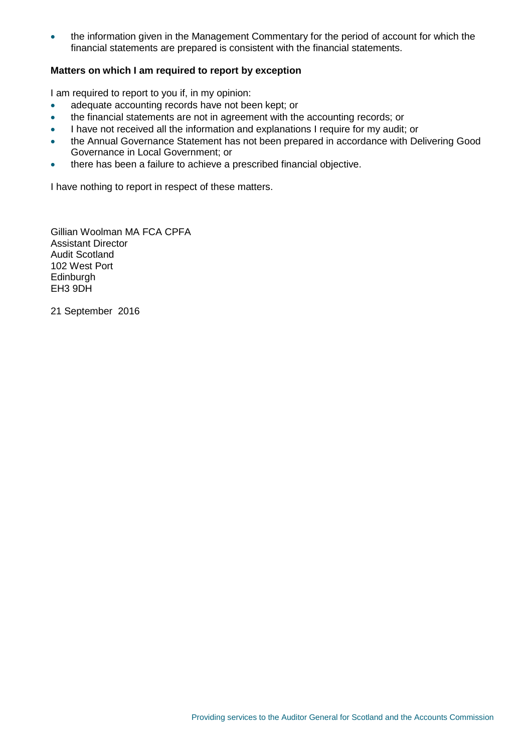- the information given in the Management Commentary for the period of account for which the financial statements are prepared is consistent with the financial statements.

**Matters on which I am required to report by exception**

I am required to report to you if, in my opinion:

- adequate accounting records have not been kept; or
- the financial statements are not in agreement with the accounting records; or
- I have not received all the information and explanations I require for my audit; or
- the Annual Governance Statement has not been prepared in accordance with Delivering Good Governance in Local Government; or
- there has been a failure to achieve a prescribed financial objective.

I have nothing to report in respect of these matters.

Gillian Woolman MA FCA CPFA
Assistant Director
Audit Scotland
102 West Port
Edinburgh
EH3 9DH

21 September 2016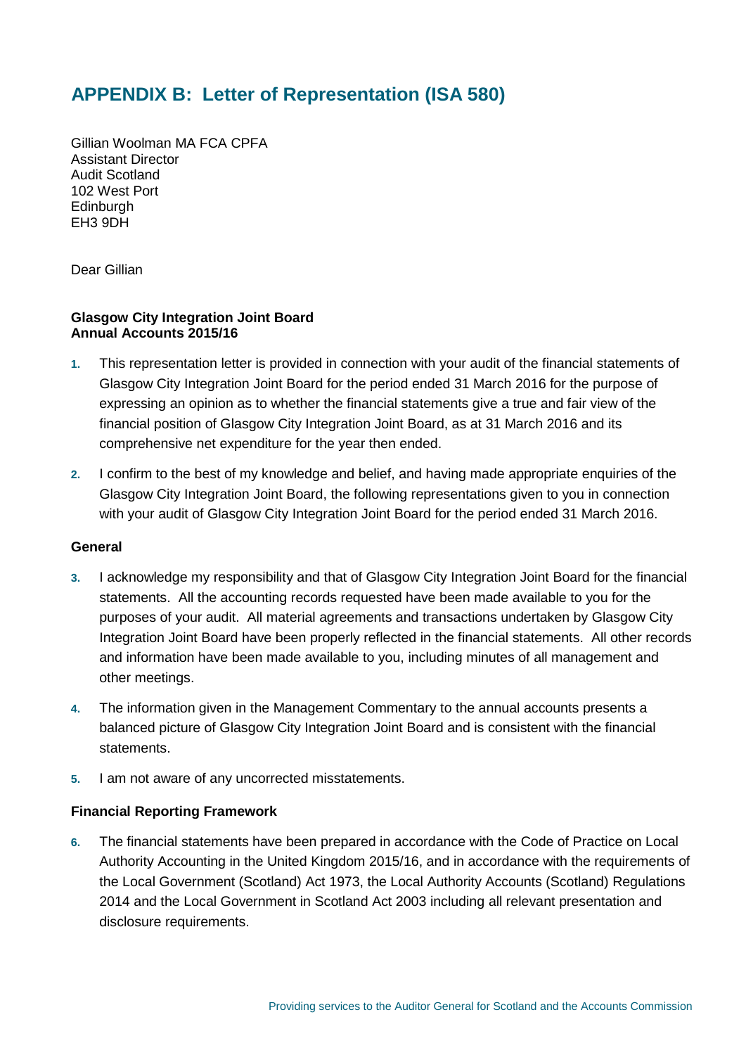# APPENDIX B: Letter of Representation (ISA 580)

Gillian Woolman MA FCA CPFA
Assistant Director
Audit Scotland
102 West Port
Edinburgh
EH3 9DH

Dear Gillian

**Glasgow City Integration Joint Board**
**Annual Accounts 2015/16**

1. This representation letter is provided in connection with your audit of the financial statements of Glasgow City Integration Joint Board for the period ended 31 March 2016 for the purpose of expressing an opinion as to whether the financial statements give a true and fair view of the financial position of Glasgow City Integration Joint Board, as at 31 March 2016 and its comprehensive net expenditure for the year then ended.

2. I confirm to the best of my knowledge and belief, and having made appropriate enquiries of the Glasgow City Integration Joint Board, the following representations given to you in connection with your audit of Glasgow City Integration Joint Board for the period ended 31 March 2016.

### General

3. I acknowledge my responsibility and that of Glasgow City Integration Joint Board for the financial statements. All the accounting records requested have been made available to you for the purposes of your audit. All material agreements and transactions undertaken by Glasgow City Integration Joint Board have been properly reflected in the financial statements. All other records and information have been made available to you, including minutes of all management and other meetings.

4. The information given in the Management Commentary to the annual accounts presents a balanced picture of Glasgow City Integration Joint Board and is consistent with the financial statements.

5. I am not aware of any uncorrected misstatements.

### Financial Reporting Framework

6. The financial statements have been prepared in accordance with the Code of Practice on Local Authority Accounting in the United Kingdom 2015/16, and in accordance with the requirements of the Local Government (Scotland) Act 1973, the Local Authority Accounts (Scotland) Regulations 2014 and the Local Government in Scotland Act 2003 including all relevant presentation and disclosure requirements.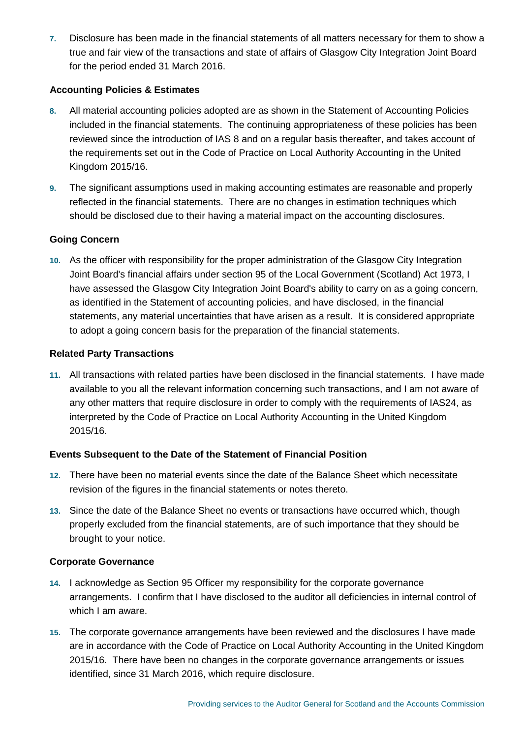7. Disclosure has been made in the financial statements of all matters necessary for them to show a true and fair view of the transactions and state of affairs of Glasgow City Integration Joint Board for the period ended 31 March 2016.

**Accounting Policies & Estimates**

8. All material accounting policies adopted are as shown in the Statement of Accounting Policies included in the financial statements. The continuing appropriateness of these policies has been reviewed since the introduction of IAS 8 and on a regular basis thereafter, and takes account of the requirements set out in the Code of Practice on Local Authority Accounting in the United Kingdom 2015/16.

9. The significant assumptions used in making accounting estimates are reasonable and properly reflected in the financial statements. There are no changes in estimation techniques which should be disclosed due to their having a material impact on the accounting disclosures.

**Going Concern**

10. As the officer with responsibility for the proper administration of the Glasgow City Integration Joint Board's financial affairs under section 95 of the Local Government (Scotland) Act 1973, I have assessed the Glasgow City Integration Joint Board's ability to carry on as a going concern, as identified in the Statement of accounting policies, and have disclosed, in the financial statements, any material uncertainties that have arisen as a result. It is considered appropriate to adopt a going concern basis for the preparation of the financial statements.

**Related Party Transactions**

11. All transactions with related parties have been disclosed in the financial statements. I have made available to you all the relevant information concerning such transactions, and I am not aware of any other matters that require disclosure in order to comply with the requirements of IAS24, as interpreted by the Code of Practice on Local Authority Accounting in the United Kingdom 2015/16.

**Events Subsequent to the Date of the Statement of Financial Position**

12. There have been no material events since the date of the Balance Sheet which necessitate revision of the figures in the financial statements or notes thereto.

13. Since the date of the Balance Sheet no events or transactions have occurred which, though properly excluded from the financial statements, are of such importance that they should be brought to your notice.

**Corporate Governance**

14. I acknowledge as Section 95 Officer my responsibility for the corporate governance arrangements. I confirm that I have disclosed to the auditor all deficiencies in internal control of which I am aware.

15. The corporate governance arrangements have been reviewed and the disclosures I have made are in accordance with the Code of Practice on Local Authority Accounting in the United Kingdom 2015/16. There have been no changes in the corporate governance arrangements or issues identified, since 31 March 2016, which require disclosure.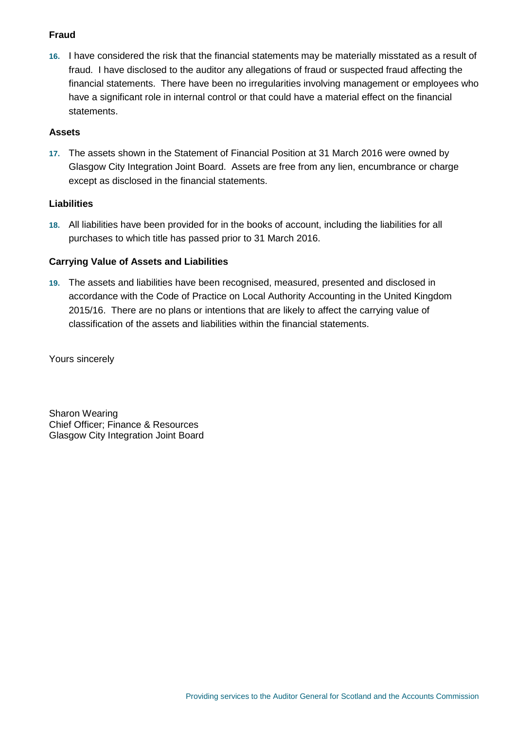**Fraud**

16. I have considered the risk that the financial statements may be materially misstated as a result of fraud. I have disclosed to the auditor any allegations of fraud or suspected fraud affecting the financial statements. There have been no irregularities involving management or employees who have a significant role in internal control or that could have a material effect on the financial statements.

**Assets**

17. The assets shown in the Statement of Financial Position at 31 March 2016 were owned by Glasgow City Integration Joint Board. Assets are free from any lien, encumbrance or charge except as disclosed in the financial statements.

**Liabilities**

18. All liabilities have been provided for in the books of account, including the liabilities for all purchases to which title has passed prior to 31 March 2016.

**Carrying Value of Assets and Liabilities**

19. The assets and liabilities have been recognised, measured, presented and disclosed in accordance with the Code of Practice on Local Authority Accounting in the United Kingdom 2015/16. There are no plans or intentions that are likely to affect the carrying value of classification of the assets and liabilities within the financial statements.

Yours sincerely

Sharon Wearing
Chief Officer; Finance & Resources
Glasgow City Integration Joint Board